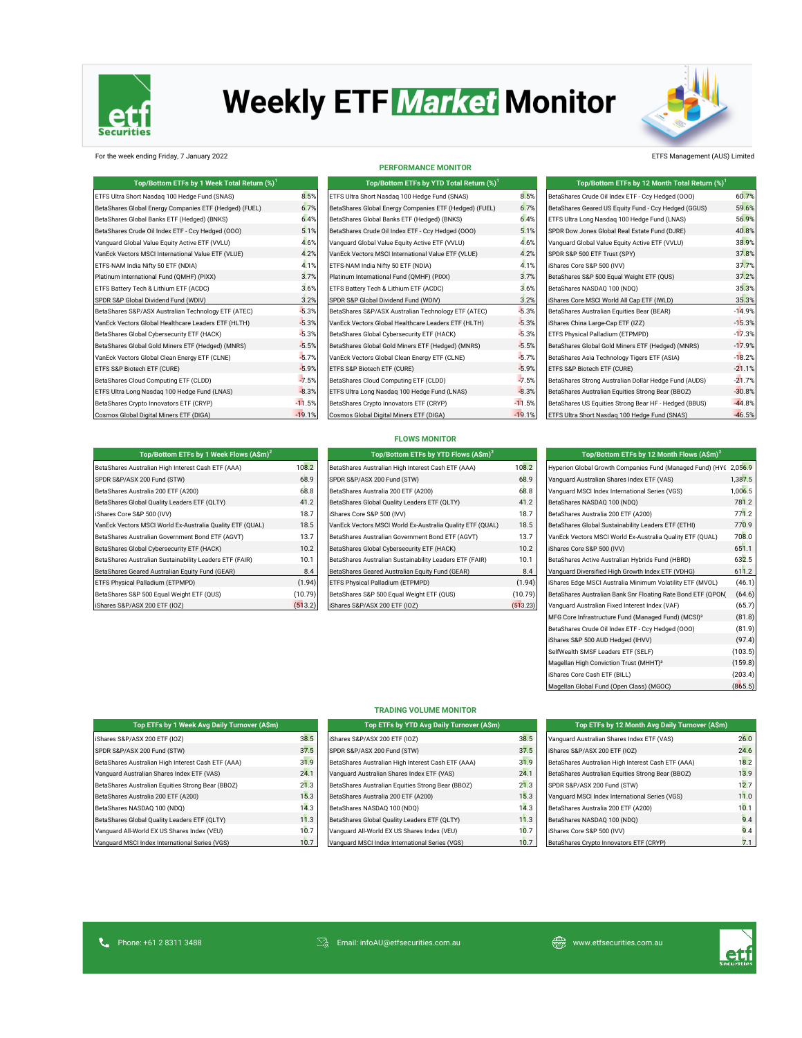# Weekly ETF Market Monitor

For the week ending Friday, 7 January 2022

ETFS Management (AUS) Limited

## PERFORMANCE MONITOR

| Top/Bottom ETFs by 1 Week Total Return (%)[1] | |
|---|---|
| ETFS Ultra Short Nasdaq 100 Hedge Fund (SNAS) | 8.5% |
| BetaShares Global Energy Companies ETF (Hedged) (FUEL) | 6.7% |
| BetaShares Global Banks ETF (Hedged) (BNKS) | 6.4% |
| BetaShares Crude Oil Index ETF - Ccy Hedged (OOO) | 5.1% |
| Vanguard Global Value Equity Active ETF (VVLU) | 4.6% |
| VanEck Vectors MSCI International Value ETF (VLUE) | 4.2% |
| ETFS-NAM India Nifty 50 ETF (NDIA) | 4.1% |
| Platinum International Fund (QMHF) (PIXX) | 3.7% |
| ETFS Battery Tech & Lithium ETF (ACDC) | 3.6% |
| SPDR S&P Global Dividend Fund (WDIV) | 3.2% |
| BetaShares S&P/ASX Australian Technology ETF (ATEC) | -5.3% |
| VanEck Vectors Global Healthcare Leaders ETF (HLTH) | -5.3% |
| BetaShares Global Cybersecurity ETF (HACK) | -5.3% |
| BetaShares Global Gold Miners ETF (Hedged) (MNRS) | -5.5% |
| VanEck Vectors Global Clean Energy ETF (CLNE) | -5.7% |
| ETFS S&P Biotech ETF (CURE) | -5.9% |
| BetaShares Cloud Computing ETF (CLDD) | -7.5% |
| ETFS Ultra Long Nasdaq 100 Hedge Fund (LNAS) | -8.3% |
| BetaShares Crypto Innovators ETF (CRYP) | -11.5% |
| Cosmos Global Digital Miners ETF (DIGA) | -19.1% |

| Top/Bottom ETFs by YTD Total Return (%)[1] | |
|---|---|
| ETFS Ultra Short Nasdaq 100 Hedge Fund (SNAS) | 8.5% |
| BetaShares Global Energy Companies ETF (Hedged) (FUEL) | 6.7% |
| BetaShares Global Banks ETF (Hedged) (BNKS) | 6.4% |
| BetaShares Crude Oil Index ETF - Ccy Hedged (OOO) | 5.1% |
| Vanguard Global Value Equity Active ETF (VVLU) | 4.6% |
| VanEck Vectors MSCI International Value ETF (VLUE) | 4.2% |
| ETFS-NAM India Nifty 50 ETF (NDIA) | 4.1% |
| Platinum International Fund (QMHF) (PIXX) | 3.7% |
| ETFS Battery Tech & Lithium ETF (ACDC) | 3.6% |
| SPDR S&P Global Dividend Fund (WDIV) | 3.2% |
| BetaShares S&P/ASX Australian Technology ETF (ATEC) | -5.3% |
| VanEck Vectors Global Healthcare Leaders ETF (HLTH) | -5.3% |
| BetaShares Global Cybersecurity ETF (HACK) | -5.3% |
| BetaShares Global Gold Miners ETF (Hedged) (MNRS) | -5.5% |
| VanEck Vectors Global Clean Energy ETF (CLNE) | -5.7% |
| ETFS S&P Biotech ETF (CURE) | -5.9% |
| BetaShares Cloud Computing ETF (CLDD) | -7.5% |
| ETFS Ultra Long Nasdaq 100 Hedge Fund (LNAS) | -8.3% |
| BetaShares Crypto Innovators ETF (CRYP) | -11.5% |
| Cosmos Global Digital Miners ETF (DIGA) | -19.1% |

| Top/Bottom ETFs by 12 Month Total Return (%)[1] | |
|---|---|
| BetaShares Crude Oil Index ETF - Ccy Hedged (OOO) | 60.7% |
| BetaShares Geared US Equity Fund - Ccy Hedged (GGUS) | 59.6% |
| ETFS Ultra Long Nasdaq 100 Hedge Fund (LNAS) | 56.9% |
| SPDR Dow Jones Global Real Estate Fund (DJRE) | 40.8% |
| Vanguard Global Value Equity Active ETF (VVLU) | 38.9% |
| SPDR S&P 500 ETF Trust (SPY) | 37.8% |
| iShares Core S&P 500 (IVV) | 37.7% |
| BetaShares S&P 500 Equal Weight ETF (QUS) | 37.2% |
| BetaShares NASDAQ 100 (NDQ) | 35.3% |
| iShares Core MSCI World All Cap ETF (IWLD) | 35.3% |
| BetaShares Australian Equities Bear (BEAR) | -14.9% |
| iShares China Large-Cap ETF (IZZ) | -15.3% |
| ETFS Physical Palladium (ETPMPD) | -17.3% |
| BetaShares Global Gold Miners ETF (Hedged) (MNRS) | -17.9% |
| BetaShares Asia Technology Tigers ETF (ASIA) | -18.2% |
| ETFS S&P Biotech ETF (CURE) | -21.1% |
| BetaShares Strong Australian Dollar Hedge Fund (AUDS) | -21.7% |
| BetaShares Australian Equities Strong Bear (BBOZ) | -30.8% |
| BetaShares US Equities Strong Bear HF - Hedged (BBUS) | -44.8% |
| ETFS Ultra Short Nasdaq 100 Hedge Fund (SNAS) | -46.5% |

## FLOWS MONITOR

| Top/Bottom ETFs by 1 Week Flows (A$m)[2] | |
|---|---|
| BetaShares Australian High Interest Cash ETF (AAA) | 108.2 |
| SPDR S&P/ASX 200 Fund (STW) | 68.9 |
| BetaShares Australia 200 ETF (A200) | 68.8 |
| BetaShares Global Quality Leaders ETF (QLTY) | 41.2 |
| iShares Core S&P 500 (IVV) | 18.7 |
| VanEck Vectors MSCI World Ex-Australia Quality ETF (QUAL) | 18.5 |
| BetaShares Australian Government Bond ETF (AGVT) | 13.7 |
| BetaShares Global Cybersecurity ETF (HACK) | 10.2 |
| BetaShares Australian Sustainability Leaders ETF (FAIR) | 10.1 |
| BetaShares Geared Australian Equity Fund (GEAR) | 8.4 |
| ETFS Physical Palladium (ETPMPD) | (1.94) |
| BetaShares S&P 500 Equal Weight ETF (QUS) | (10.79) |
| iShares S&P/ASX 200 ETF (IOZ) | (513.2) |

| Top/Bottom ETFs by YTD Flows (A$m)[2] | |
|---|---|
| BetaShares Australian High Interest Cash ETF (AAA) | 108.2 |
| SPDR S&P/ASX 200 Fund (STW) | 68.9 |
| BetaShares Australia 200 ETF (A200) | 68.8 |
| BetaShares Global Quality Leaders ETF (QLTY) | 41.2 |
| iShares Core S&P 500 (IVV) | 18.7 |
| VanEck Vectors MSCI World Ex-Australia Quality ETF (QUAL) | 18.5 |
| BetaShares Australian Government Bond ETF (AGVT) | 13.7 |
| BetaShares Global Cybersecurity ETF (HACK) | 10.2 |
| BetaShares Australian Sustainability Leaders ETF (FAIR) | 10.1 |
| BetaShares Geared Australian Equity Fund (GEAR) | 8.4 |
| ETFS Physical Palladium (ETPMPD) | (1.94) |
| BetaShares S&P 500 Equal Weight ETF (QUS) | (10.79) |
| iShares S&P/ASX 200 ETF (IOZ) | (513.23) |

| Top/Bottom ETFs by 12 Month Flows (A$m)[2] | |
|---|---|
| Hyperion Global Growth Companies Fund (Managed Fund) (HYG | 2,056.9 |
| Vanguard Australian Shares Index ETF (VAS) | 1,387.5 |
| Vanguard MSCI Index International Series (VGS) | 1,006.5 |
| BetaShares NASDAQ 100 (NDQ) | 781.2 |
| BetaShares Australia 200 ETF (A200) | 771.2 |
| BetaShares Global Sustainability Leaders ETF (ETHI) | 770.9 |
| VanEck Vectors MSCI World Ex-Australia Quality ETF (QUAL) | 708.0 |
| iShares Core S&P 500 (IVV) | 651.1 |
| BetaShares Active Australian Hybrids Fund (HBRD) | 632.5 |
| Vanguard Diversified High Growth Index ETF (VDHG) | 611.2 |
| iShares Edge MSCI Australia Minimum Volatility ETF (MVOL) | (46.1) |
| BetaShares Australian Bank Snr Floating Rate Bond ETF (QPON) | (64.6) |
| Vanguard Australian Fixed Interest Index (VAF) | (65.7) |
| MFG Core Infrastructure Fund (Managed Fund) (MCSI)[3] | (81.8) |
| BetaShares Crude Oil Index ETF - Ccy Hedged (OOO) | (81.9) |
| iShares S&P 500 AUD Hedged (IHVV) | (97.4) |
| SelfWealth SMSF Leaders ETF (SELF) | (103.5) |
| Magellan High Conviction Trust (MHHT)[3] | (159.8) |
| iShares Core Cash ETF (BILL) | (203.4) |
| Magellan Global Fund (Open Class) (MGOC) | (865.5) |

## TRADING VOLUME MONITOR

| Top ETFs by 1 Week Avg Daily Turnover (A$m) | |
|---|---|
| iShares S&P/ASX 200 ETF (IOZ) | 38.5 |
| SPDR S&P/ASX 200 Fund (STW) | 37.5 |
| BetaShares Australian High Interest Cash ETF (AAA) | 31.9 |
| Vanguard Australian Shares Index ETF (VAS) | 24.1 |
| BetaShares Australian Equities Strong Bear (BBOZ) | 21.3 |
| BetaShares Australia 200 ETF (A200) | 15.3 |
| BetaShares NASDAQ 100 (NDQ) | 14.3 |
| BetaShares Global Quality Leaders ETF (QLTY) | 11.3 |
| Vanguard All-World EX US Shares Index (VEU) | 10.7 |
| Vanguard MSCI Index International Series (VGS) | 10.7 |

| Top ETFs by YTD Avg Daily Turnover (A$m) | |
|---|---|
| iShares S&P/ASX 200 ETF (IOZ) | 38.5 |
| SPDR S&P/ASX 200 Fund (STW) | 37.5 |
| BetaShares Australian High Interest Cash ETF (AAA) | 31.9 |
| Vanguard Australian Shares Index ETF (VAS) | 24.1 |
| BetaShares Australian Equities Strong Bear (BBOZ) | 21.3 |
| BetaShares Australia 200 ETF (A200) | 15.3 |
| BetaShares NASDAQ 100 (NDQ) | 14.3 |
| BetaShares Global Quality Leaders ETF (QLTY) | 11.3 |
| Vanguard All-World EX US Shares Index (VEU) | 10.7 |
| Vanguard MSCI Index International Series (VGS) | 10.7 |

| Top ETFs by 12 Month Avg Daily Turnover (A$m) | |
|---|---|
| Vanguard Australian Shares Index ETF (VAS) | 26.0 |
| iShares S&P/ASX 200 ETF (IOZ) | 24.6 |
| BetaShares Australian High Interest Cash ETF (AAA) | 18.2 |
| BetaShares Australian Equities Strong Bear (BBOZ) | 13.9 |
| SPDR S&P/ASX 200 Fund (STW) | 12.7 |
| Vanguard MSCI Index International Series (VGS) | 11.0 |
| BetaShares Australia 200 ETF (A200) | 10.1 |
| BetaShares NASDAQ 100 (NDQ) | 9.4 |
| iShares Core S&P 500 (IVV) | 9.4 |
| BetaShares Crypto Innovators ETF (CRYP) | 7.1 |

Phone: +61 2 8311 3488 | Email: infoAU@etfsecurities.com.au | www.etfsecurities.com.au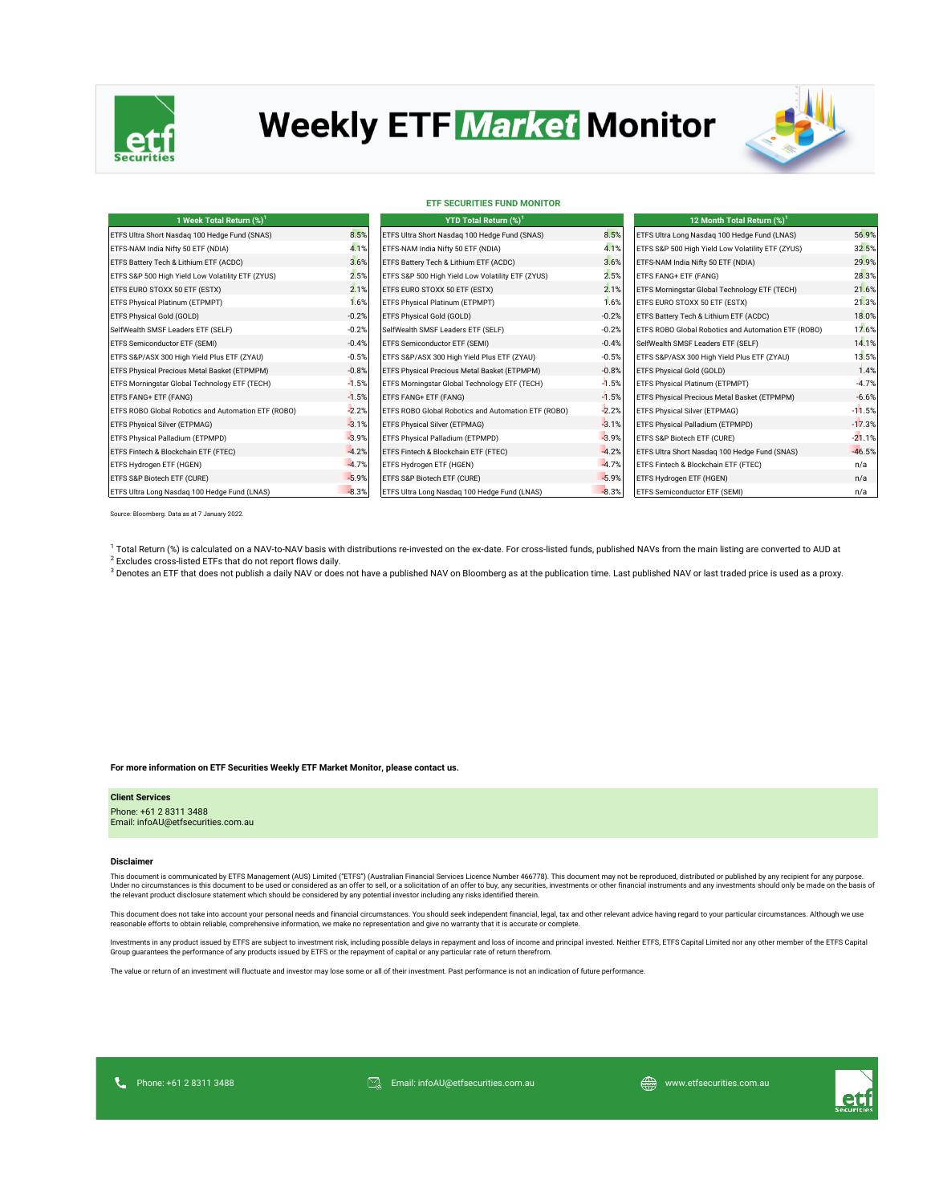# Weekly ETF Market Monitor

## ETF SECURITIES FUND MONITOR

| 1 Week Total Return (%)[1] | |
|---|---|
| ETFS Ultra Short Nasdaq 100 Hedge Fund (SNAS) | 8.5% |
| ETFS-NAM India Nifty 50 ETF (NDIA) | 4.1% |
| ETFS Battery Tech & Lithium ETF (ACDC) | 3.6% |
| ETFS S&P 500 High Yield Low Volatility ETF (ZYUS) | 2.5% |
| ETFS EURO STOXX 50 ETF (ESTX) | 2.1% |
| ETFS Physical Platinum (ETPMPT) | 1.6% |
| ETFS Physical Gold (GOLD) | -0.2% |
| SelfWealth SMSF Leaders ETF (SELF) | -0.2% |
| ETFS Semiconductor ETF (SEMI) | -0.4% |
| ETFS S&P/ASX 300 High Yield Plus ETF (ZYAU) | -0.5% |
| ETFS Physical Precious Metal Basket (ETPMPM) | -0.8% |
| ETFS Morningstar Global Technology ETF (TECH) | -1.5% |
| ETFS FANG+ ETF (FANG) | -1.5% |
| ETFS ROBO Global Robotics and Automation ETF (ROBO) | -2.2% |
| ETFS Physical Silver (ETPMAG) | -3.1% |
| ETFS Physical Palladium (ETPMPD) | -3.9% |
| ETFS Fintech & Blockchain ETF (FTEC) | -4.2% |
| ETFS Hydrogen ETF (HGEN) | -4.7% |
| ETFS S&P Biotech ETF (CURE) | -5.9% |
| ETFS Ultra Long Nasdaq 100 Hedge Fund (LNAS) | -8.3% |

| YTD Total Return (%)[1] | |
|---|---|
| ETFS Ultra Short Nasdaq 100 Hedge Fund (SNAS) | 8.5% |
| ETFS-NAM India Nifty 50 ETF (NDIA) | 4.1% |
| ETFS Battery Tech & Lithium ETF (ACDC) | 3.6% |
| ETFS S&P 500 High Yield Low Volatility ETF (ZYUS) | 2.5% |
| ETFS EURO STOXX 50 ETF (ESTX) | 2.1% |
| ETFS Physical Platinum (ETPMPT) | 1.6% |
| ETFS Physical Gold (GOLD) | -0.2% |
| SelfWealth SMSF Leaders ETF (SELF) | -0.2% |
| ETFS Semiconductor ETF (SEMI) | -0.4% |
| ETFS S&P/ASX 300 High Yield Plus ETF (ZYAU) | -0.5% |
| ETFS Physical Precious Metal Basket (ETPMPM) | -0.8% |
| ETFS Morningstar Global Technology ETF (TECH) | -1.5% |
| ETFS FANG+ ETF (FANG) | -1.5% |
| ETFS ROBO Global Robotics and Automation ETF (ROBO) | -2.2% |
| ETFS Physical Silver (ETPMAG) | -3.1% |
| ETFS Physical Palladium (ETPMPD) | -3.9% |
| ETFS Fintech & Blockchain ETF (FTEC) | -4.2% |
| ETFS Hydrogen ETF (HGEN) | -4.7% |
| ETFS S&P Biotech ETF (CURE) | -5.9% |
| ETFS Ultra Long Nasdaq 100 Hedge Fund (LNAS) | -8.3% |

| 12 Month Total Return (%)[1] | |
|---|---|
| ETFS Ultra Long Nasdaq 100 Hedge Fund (LNAS) | 56.9% |
| ETFS S&P 500 High Yield Low Volatility ETF (ZYUS) | 32.5% |
| ETFS-NAM India Nifty 50 ETF (NDIA) | 29.9% |
| ETFS FANG+ ETF (FANG) | 28.3% |
| ETFS Morningstar Global Technology ETF (TECH) | 21.6% |
| ETFS EURO STOXX 50 ETF (ESTX) | 21.3% |
| ETFS Battery Tech & Lithium ETF (ACDC) | 18.0% |
| ETFS ROBO Global Robotics and Automation ETF (ROBO) | 17.6% |
| SelfWealth SMSF Leaders ETF (SELF) | 14.1% |
| ETFS S&P/ASX 300 High Yield Plus ETF (ZYAU) | 13.5% |
| ETFS Physical Gold (GOLD) | 1.4% |
| ETFS Physical Platinum (ETPMPT) | -4.7% |
| ETFS Physical Precious Metal Basket (ETPMPM) | -6.6% |
| ETFS Physical Silver (ETPMAG) | -11.5% |
| ETFS Physical Palladium (ETPMPD) | -17.3% |
| ETFS S&P Biotech ETF (CURE) | -21.1% |
| ETFS Ultra Short Nasdaq 100 Hedge Fund (SNAS) | -46.5% |
| ETFS Fintech & Blockchain ETF (FTEC) | n/a |
| ETFS Hydrogen ETF (HGEN) | n/a |
| ETFS Semiconductor ETF (SEMI) | n/a |

Source: Bloomberg. Data as at 7 January 2022.

[1] Total Return (%) is calculated on a NAV-to-NAV basis with distributions re-invested on the ex-date. For cross-listed funds, published NAVs from the main listing are converted to AUD at
[2] Excludes cross-listed ETFs that do not report flows daily.
[3] Denotes an ETF that does not publish a daily NAV or does not have a published NAV on Bloomberg as at the publication time. Last published NAV or last traded price is used as a proxy.

**For more information on ETF Securities Weekly ETF Market Monitor, please contact us.**

**Client Services**
Phone: +61 2 8311 3488
Email: infoAU@etfsecurities.com.au

### Disclaimer

This document is communicated by ETFS Management (AUS) Limited ("ETFS") (Australian Financial Services Licence Number 466778). This document may not be reproduced, distributed or published by any recipient for any purpose. Under no circumstances is this document to be used or considered as an offer to sell, or a solicitation of an offer to buy, any securities, investments or other financial instruments and any investments should only be made on the basis of the relevant product disclosure statement which should be considered by any potential investor including any risks identified therein.

This document does not take into account your personal needs and financial circumstances. You should seek independent financial, legal, tax and other relevant advice having regard to your particular circumstances. Although we use reasonable efforts to obtain reliable, comprehensive information, we make no representation and give no warranty that it is accurate or complete.

Investments in any product issued by ETFS are subject to investment risk, including possible delays in repayment and loss of income and principal invested. Neither ETFS, ETFS Capital Limited nor any other member of the ETFS Capital Group guarantees the performance of any products issued by ETFS or the repayment of capital or any particular rate of return therefrom.

The value or return of an investment will fluctuate and investor may lose some or all of their investment. Past performance is not an indication of future performance.

Phone: +61 2 8311 3488 Email: infoAU@etfsecurities.com.au www.etfsecurities.com.au